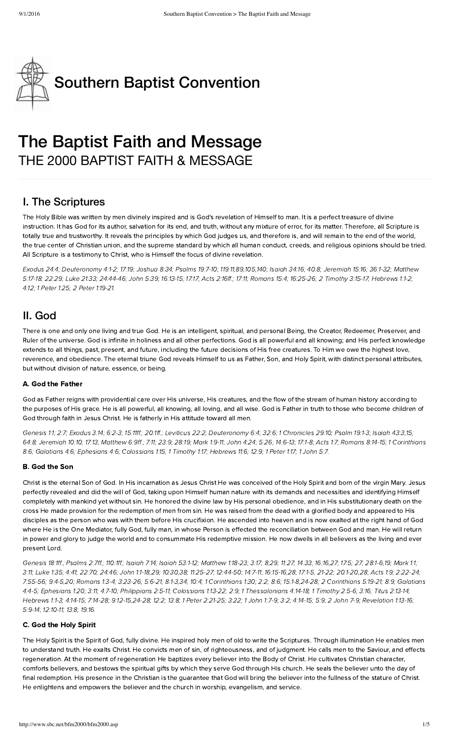# Southern Baptist Convention

# The Baptist Faith and Message

THE 2000 BAPTIST FAITH & MESSAGE

## I. The Scriptures

The Holy Bible was written by men divinely inspired and is God's revelation of Himself to man. It is a perfect treasure of divine instruction. It has God for its author, salvation for its end, and truth, without any mixture of error, for its matter. Therefore, all Scripture is totally true and trustworthy. It reveals the principles by which God judges us, and therefore is, and will remain to the end of the world, the true center of Christian union, and the supreme standard by which all human conduct, creeds, and religious opinions should be tried. All Scripture is a testimony to Christ, who is Himself the focus of divine revelation.

*Exodus 24:4; Deuteronomy 4:1-2; 17:19; Joshua 8:34; Psalms 19:7-10; 119:11,89,105,140; Isaiah 34:16; 40:8; Jeremiah 15:16; 36:1-32; Matthew 5:17-18; 22:29; Luke 21:33; 24:44-46; John 5:39; 16:13-15; 17:17; Acts 2:16ff.; 17:11; Romans 15:4; 16:25-26; 2 Timothy 3:15-17; Hebrews 1:1-2; 4:12; 1 Peter 1:25; 2 Peter 1:19-21.*

## II. God

There is one and only one living and true God. He is an intelligent, spiritual, and personal Being, the Creator, Redeemer, Preserver, and Ruler of the universe. God is infinite in holiness and all other perfections. God is all powerful and all knowing; and His perfect knowledge extends to all things, past, present, and future, including the future decisions of His free creatures. To Him we owe the highest love, reverence, and obedience. The eternal triune God reveals Himself to us as Father, Son, and Holy Spirit, with distinct personal attributes, but without division of nature, essence, or being.

### A. God the Father

God as Father reigns with providential care over His universe, His creatures, and the flow of the stream of human history according to the purposes of His grace. He is all powerful, all knowing, all loving, and all wise. God is Father in truth to those who become children of God through faith in Jesus Christ. He is fatherly in His attitude toward all men.

*Genesis 1:1; 2:7; Exodus 3:14; 6:2-3; 15:11ff.; 20:1ff.; Leviticus 22:2; Deuteronomy 6:4; 32:6; 1 Chronicles 29:10; Psalm 19:1-3; Isaiah 43:3,15; 64:8; Jeremiah 10:10; 17:13; Matthew 6:9ff.; 7:11; 23:9; 28:19; Mark 1:9-11; John 4:24; 5:26; 14:6-13; 17:1-8; Acts 1:7; Romans 8:14-15; 1 Corinthians 8:6; Galatians 4:6; Ephesians 4:6; Colossians 1:15; 1 Timothy 1:17; Hebrews 11:6; 12:9; 1 Peter 1:17; 1 John 5:7.*

### B. God the Son

Christ is the eternal Son of God. In His incarnation as Jesus Christ He was conceived of the Holy Spirit and born of the virgin Mary. Jesus perfectly revealed and did the will of God, taking upon Himself human nature with its demands and necessities and identifying Himself completely with mankind yet without sin. He honored the divine law by His personal obedience, and in His substitutionary death on the cross He made provision for the redemption of men from sin. He was raised from the dead with a glorified body and appeared to His disciples as the person who was with them before His crucifixion. He ascended into heaven and is now exalted at the right hand of God where He is the One Mediator, fully God, fully man, in whose Person is effected the reconciliation between God and man. He will return in power and glory to judge the world and to consummate His redemptive mission. He now dwells in all believers as the living and ever present Lord.

*Genesis 18:1ff.; Psalms 2:7ff.; 110:1ff.; Isaiah 7:14; Isaiah 53:1-12; Matthew 1:18-23; 3:17; 8:29; 11:27; 14:33; 16:16,27; 17:5; 27; 28:1-6,19; Mark 1:1; 3:11; Luke 1:35; 4:41; 22:70; 24:46; John 1:1-18,29; 10:30,38; 11:25-27; 12:44-50; 14:7-11; 16:15-16,28; 17:1-5, 21-22; 20:1-20,28; Acts 1:9; 2:22-24; 7:55-56; 9:4-5,20; Romans 1:3-4; 3:23-26; 5:6-21; 8:1-3,34; 10:4; 1 Corinthians 1:30; 2:2; 8:6; 15:1-8,24-28; 2 Corinthians 5:19-21; 8:9; Galatians 4:4-5; Ephesians 1:20; 3:11; 4:7-10; Philippians 2:5-11; Colossians 1:13-22; 2:9; 1 Thessalonians 4:14-18; 1 Timothy 2:5-6; 3:16; Titus 2:13-14; Hebrews 1:1-3; 4:14-15; 7:14-28; 9:12-15,24-28; 12:2; 13:8; 1 Peter 2:21-25; 3:22; 1 John 1:7-9; 3:2; 4:14-15; 5:9; 2 John 7-9; Revelation 1:13-16; 5:9-14; 12:10-11; 13:8; 19:16.*

### C. God the Holy Spirit

The Holy Spirit is the Spirit of God, fully divine. He inspired holy men of old to write the Scriptures. Through illumination He enables men to understand truth. He exalts Christ. He convicts men of sin, of righteousness, and of judgment. He calls men to the Saviour, and effects regeneration. At the moment of regeneration He baptizes every believer into the Body of Christ. He cultivates Christian character, comforts believers, and bestows the spiritual gifts by which they serve God through His church. He seals the believer unto the day of final redemption. His presence in the Christian is the guarantee that God will bring the believer into the fullness of the stature of Christ. He enlightens and empowers the believer and the church in worship, evangelism, and service.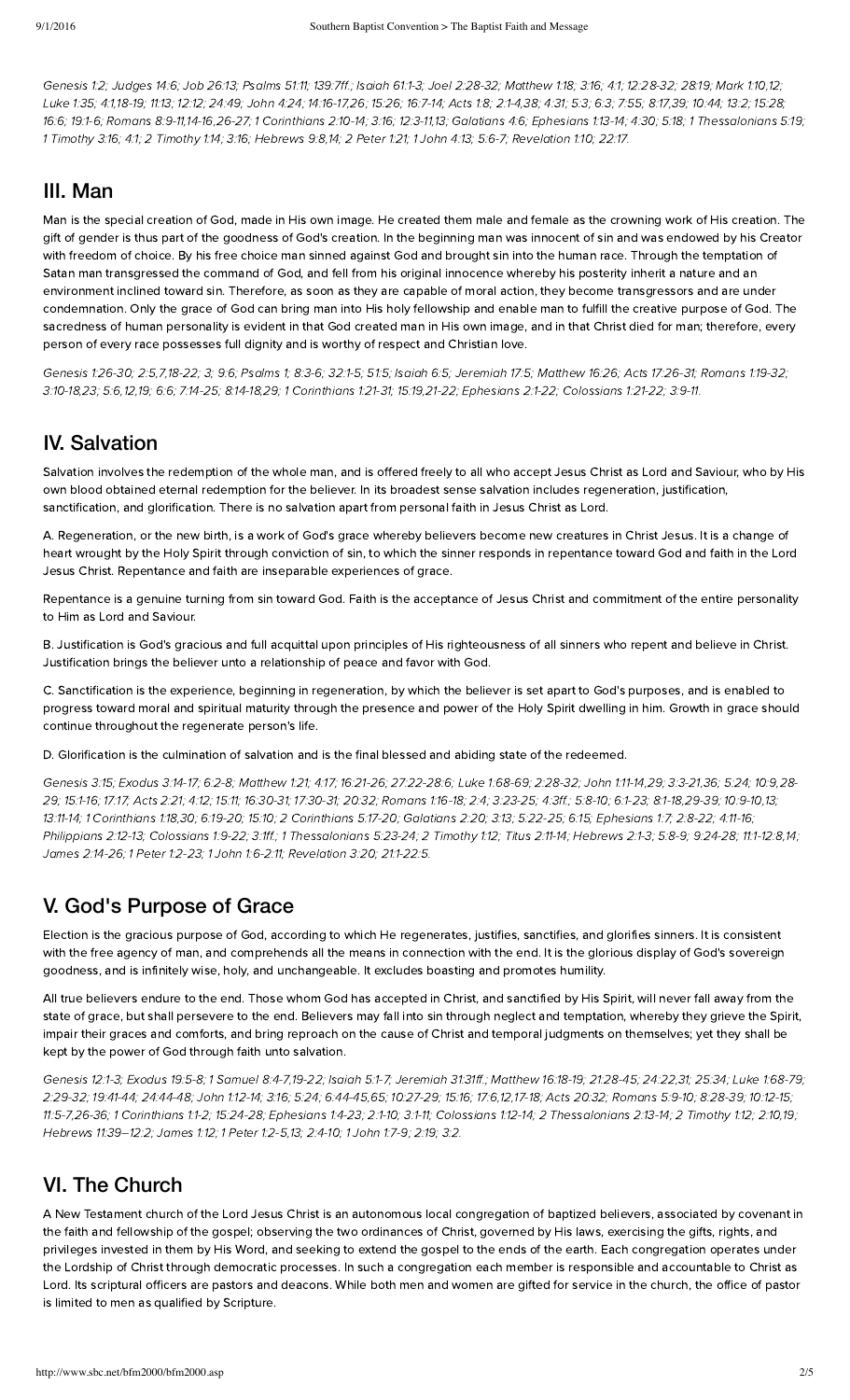*Genesis 1:2; Judges 14:6; Job 26:13; Psalms 51:11; 139:7ff.; Isaiah 61:1-3; Joel 2:28-32; Matthew 1:18; 3:16; 4:1; 12:28-32; 28:19; Mark 1:10,12; Luke 1:35; 4:1,18-19; 11:13; 12:12; 24:49; John 4:24; 14:16-17,26; 15:26; 16:7-14; Acts 1:8; 2:1-4,38; 4:31; 5:3; 6:3; 7:55; 8:17,39; 10:44; 13:2; 15:28; 16:6; 19:1-6; Romans 8:9-11,14-16,26-27; 1 Corinthians 2:10-14; 3:16; 12:3-11,13; Galatians 4:6; Ephesians 1:13-14; 4:30; 5:18; 1 Thessalonians 5:19; 1 Timothy 3:16; 4:1; 2 Timothy 1:14; 3:16; Hebrews 9:8,14; 2 Peter 1:21; 1 John 4:13; 5:6-7; Revelation 1:10; 22:17.*

## III. Man

Man is the special creation of God, made in His own image. He created them male and female as the crowning work of His creation. The gift of gender is thus part of the goodness of God's creation. In the beginning man was innocent of sin and was endowed by his Creator with freedom of choice. By his free choice man sinned against God and brought sin into the human race. Through the temptation of Satan man transgressed the command of God, and fell from his original innocence whereby his posterity inherit a nature and an environment inclined toward sin. Therefore, as soon as they are capable of moral action, they become transgressors and are under condemnation. Only the grace of God can bring man into His holy fellowship and enable man to fulfill the creative purpose of God. The sacredness of human personality is evident in that God created man in His own image, and in that Christ died for man; therefore, every person of every race possesses full dignity and is worthy of respect and Christian love.

*Genesis 1:26-30; 2:5,7,18-22; 3; 9:6; Psalms 1; 8:3-6; 32:1-5; 51:5; Isaiah 6:5; Jeremiah 17:5; Matthew 16:26; Acts 17:26-31; Romans 1:19-32; 3:10-18,23; 5:6,12,19; 6:6; 7:14-25; 8:14-18,29; 1 Corinthians 1:21-31; 15:19,21-22; Ephesians 2:1-22; Colossians 1:21-22; 3:9-11.*

## IV. Salvation

Salvation involves the redemption of the whole man, and is offered freely to all who accept Jesus Christ as Lord and Saviour, who by His own blood obtained eternal redemption for the believer. In its broadest sense salvation includes regeneration, justification, sanctification, and glorification. There is no salvation apart from personal faith in Jesus Christ as Lord.

A. Regeneration, or the new birth, is a work of God's grace whereby believers become new creatures in Christ Jesus. It is a change of heart wrought by the Holy Spirit through conviction of sin, to which the sinner responds in repentance toward God and faith in the Lord Jesus Christ. Repentance and faith are inseparable experiences of grace.

Repentance is a genuine turning from sin toward God. Faith is the acceptance of Jesus Christ and commitment of the entire personality to Him as Lord and Saviour.

B. Justification is God's gracious and full acquittal upon principles of His righteousness of all sinners who repent and believe in Christ. Justification brings the believer unto a relationship of peace and favor with God.

C. Sanctification is the experience, beginning in regeneration, by which the believer is set apart to God's purposes, and is enabled to progress toward moral and spiritual maturity through the presence and power of the Holy Spirit dwelling in him. Growth in grace should continue throughout the regenerate person's life.

D. Glorification is the culmination of salvation and is the final blessed and abiding state of the redeemed.

*Genesis 3:15; Exodus 3:14-17; 6:2-8; Matthew 1:21; 4:17; 16:21-26; 27:22-28:6; Luke 1:68-69; 2:28-32; John 1:11-14,29; 3:3-21,36; 5:24; 10:9,28-29; 15:1-16; 17:17; Acts 2:21; 4:12; 15:11; 16:30-31; 17:30-31; 20:32; Romans 1:16-18; 2:4; 3:23-25; 4:3ff.; 5:8-10; 6:1-23; 8:1-18,29-39; 10:9-10,13; 13:11-14; 1 Corinthians 1:18,30; 6:19-20; 15:10; 2 Corinthians 5:17-20; Galatians 2:20; 3:13; 5:22-25; 6:15; Ephesians 1:7; 2:8-22; 4:11-16; Philippians 2:12-13; Colossians 1:9-22; 3:1ff.; 1 Thessalonians 5:23-24; 2 Timothy 1:12; Titus 2:11-14; Hebrews 2:1-3; 5:8-9; 9:24-28; 11:1-12:8,14; James 2:14-26; 1 Peter 1:2-23; 1 John 1:6-2:11; Revelation 3:20; 21:1-22:5.*

## V. God's Purpose of Grace

Election is the gracious purpose of God, according to which He regenerates, justifies, sanctifies, and glorifies sinners. It is consistent with the free agency of man, and comprehends all the means in connection with the end. It is the glorious display of God's sovereign goodness, and is infinitely wise, holy, and unchangeable. It excludes boasting and promotes humility.

All true believers endure to the end. Those whom God has accepted in Christ, and sanctified by His Spirit, will never fall away from the state of grace, but shall persevere to the end. Believers may fall into sin through neglect and temptation, whereby they grieve the Spirit, impair their graces and comforts, and bring reproach on the cause of Christ and temporal judgments on themselves; yet they shall be kept by the power of God through faith unto salvation.

*Genesis 12:1-3; Exodus 19:5-8; 1 Samuel 8:4-7,19-22; Isaiah 5:1-7; Jeremiah 31:31ff.; Matthew 16:18-19; 21:28-45; 24:22,31; 25:34; Luke 1:68-79; 2:29-32; 19:41-44; 24:44-48; John 1:12-14; 3:16; 5:24; 6:44-45,65; 10:27-29; 15:16; 17:6,12,17-18; Acts 20:32; Romans 5:9-10; 8:28-39; 10:12-15; 11:5-7,26-36; 1 Corinthians 1:1-2; 15:24-28; Ephesians 1:4-23; 2:1-10; 3:1-11; Colossians 1:12-14; 2 Thessalonians 2:13-14; 2 Timothy 1:12; 2:10,19; Hebrews 11:39–12:2; James 1:12; 1 Peter 1:2-5,13; 2:4-10; 1 John 1:7-9; 2:19; 3:2.*

## VI. The Church

A New Testament church of the Lord Jesus Christ is an autonomous local congregation of baptized believers, associated by covenant in the faith and fellowship of the gospel; observing the two ordinances of Christ, governed by His laws, exercising the gifts, rights, and privileges invested in them by His Word, and seeking to extend the gospel to the ends of the earth. Each congregation operates under the Lordship of Christ through democratic processes. In such a congregation each member is responsible and accountable to Christ as Lord. Its scriptural officers are pastors and deacons. While both men and women are gifted for service in the church, the office of pastor is limited to men as qualified by Scripture.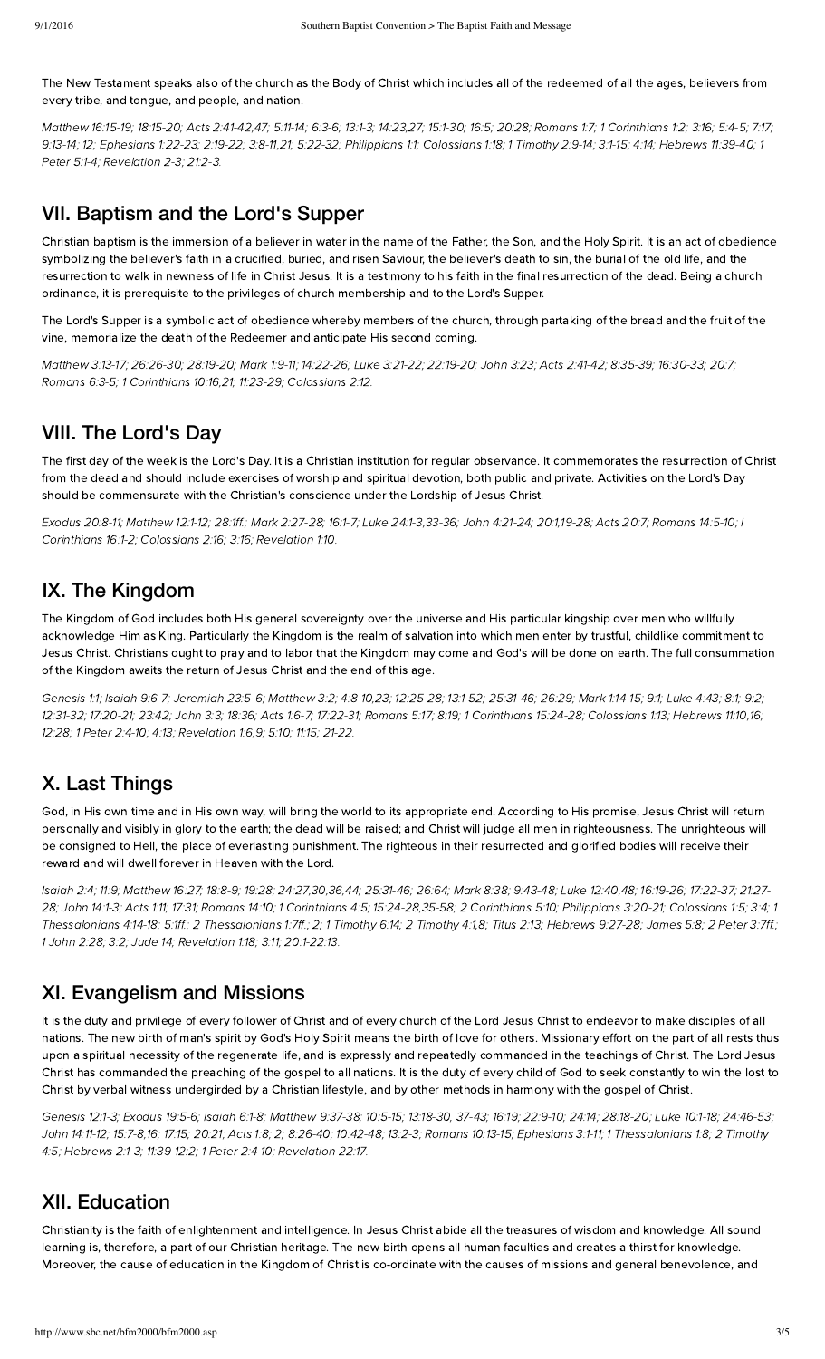The New Testament speaks also of the church as the Body of Christ which includes all of the redeemed of all the ages, believers from every tribe, and tongue, and people, and nation.

*Matthew 16:15-19; 18:15-20; Acts 2:41-42,47; 5:11-14; 6:3-6; 13:1-3; 14:23,27; 15:1-30; 16:5; 20:28; Romans 1:7; 1 Corinthians 1:2; 3:16; 5:4-5; 7:17; 9:13-14; 12; Ephesians 1:22-23; 2:19-22; 3:8-11,21; 5:22-32; Philippians 1:1; Colossians 1:18; 1 Timothy 2:9-14; 3:1-15; 4:14; Hebrews 11:39-40; 1 Peter 5:1-4; Revelation 2-3; 21:2-3.*

## VII. Baptism and the Lord's Supper

Christian baptism is the immersion of a believer in water in the name of the Father, the Son, and the Holy Spirit. It is an act of obedience symbolizing the believer's faith in a crucified, buried, and risen Saviour, the believer's death to sin, the burial of the old life, and the resurrection to walk in newness of life in Christ Jesus. It is a testimony to his faith in the final resurrection of the dead. Being a church ordinance, it is prerequisite to the privileges of church membership and to the Lord's Supper.

The Lord's Supper is a symbolic act of obedience whereby members of the church, through partaking of the bread and the fruit of the vine, memorialize the death of the Redeemer and anticipate His second coming.

*Matthew 3:13-17; 26:26-30; 28:19-20; Mark 1:9-11; 14:22-26; Luke 3:21-22; 22:19-20; John 3:23; Acts 2:41-42; 8:35-39; 16:30-33; 20:7; Romans 6:3-5; 1 Corinthians 10:16,21; 11:23-29; Colossians 2:12.*

## VIII. The Lord's Day

The first day of the week is the Lord's Day. It is a Christian institution for regular observance. It commemorates the resurrection of Christ from the dead and should include exercises of worship and spiritual devotion, both public and private. Activities on the Lord's Day should be commensurate with the Christian's conscience under the Lordship of Jesus Christ.

*Exodus 20:8-11; Matthew 12:1-12; 28:1ff.; Mark 2:27-28; 16:1-7; Luke 24:1-3,33-36; John 4:21-24; 20:1,19-28; Acts 20:7; Romans 14:5-10; I Corinthians 16:1-2; Colossians 2:16; 3:16; Revelation 1:10.*

## IX. The Kingdom

The Kingdom of God includes both His general sovereignty over the universe and His particular kingship over men who willfully acknowledge Him as King. Particularly the Kingdom is the realm of salvation into which men enter by trustful, childlike commitment to Jesus Christ. Christians ought to pray and to labor that the Kingdom may come and God's will be done on earth. The full consummation of the Kingdom awaits the return of Jesus Christ and the end of this age.

*Genesis 1:1; Isaiah 9:6-7; Jeremiah 23:5-6; Matthew 3:2; 4:8-10,23; 12:25-28; 13:1-52; 25:31-46; 26:29; Mark 1:14-15; 9:1; Luke 4:43; 8:1; 9:2; 12:31-32; 17:20-21; 23:42; John 3:3; 18:36; Acts 1:6-7; 17:22-31; Romans 5:17; 8:19; 1 Corinthians 15:24-28; Colossians 1:13; Hebrews 11:10,16; 12:28; 1 Peter 2:4-10; 4:13; Revelation 1:6,9; 5:10; 11:15; 21-22.*

## X. Last Things

God, in His own time and in His own way, will bring the world to its appropriate end. According to His promise, Jesus Christ will return personally and visibly in glory to the earth; the dead will be raised; and Christ will judge all men in righteousness. The unrighteous will be consigned to Hell, the place of everlasting punishment. The righteous in their resurrected and glorified bodies will receive their reward and will dwell forever in Heaven with the Lord.

*Isaiah 2:4; 11:9; Matthew 16:27; 18:8-9; 19:28; 24:27,30,36,44; 25:31-46; 26:64; Mark 8:38; 9:43-48; Luke 12:40,48; 16:19-26; 17:22-37; 21:27-28; John 14:1-3; Acts 1:11; 17:31; Romans 14:10; 1 Corinthians 4:5; 15:24-28,35-58; 2 Corinthians 5:10; Philippians 3:20-21; Colossians 1:5; 3:4; 1 Thessalonians 4:14-18; 5:1ff.; 2 Thessalonians 1:7ff.; 2; 1 Timothy 6:14; 2 Timothy 4:1,8; Titus 2:13; Hebrews 9:27-28; James 5:8; 2 Peter 3:7ff.; 1 John 2:28; 3:2; Jude 14; Revelation 1:18; 3:11; 20:1-22:13.*

## XI. Evangelism and Missions

It is the duty and privilege of every follower of Christ and of every church of the Lord Jesus Christ to endeavor to make disciples of all nations. The new birth of man's spirit by God's Holy Spirit means the birth of love for others. Missionary effort on the part of all rests thus upon a spiritual necessity of the regenerate life, and is expressly and repeatedly commanded in the teachings of Christ. The Lord Jesus Christ has commanded the preaching of the gospel to all nations. It is the duty of every child of God to seek constantly to win the lost to Christ by verbal witness undergirded by a Christian lifestyle, and by other methods in harmony with the gospel of Christ.

*Genesis 12:1-3; Exodus 19:5-6; Isaiah 6:1-8; Matthew 9:37-38; 10:5-15; 13:18-30, 37-43; 16:19; 22:9-10; 24:14; 28:18-20; Luke 10:1-18; 24:46-53; John 14:11-12; 15:7-8,16; 17:15; 20:21; Acts 1:8; 2; 8:26-40; 10:42-48; 13:2-3; Romans 10:13-15; Ephesians 3:1-11; 1 Thessalonians 1:8; 2 Timothy 4:5; Hebrews 2:1-3; 11:39-12:2; 1 Peter 2:4-10; Revelation 22:17.*

## XII. Education

Christianity is the faith of enlightenment and intelligence. In Jesus Christ abide all the treasures of wisdom and knowledge. All sound learning is, therefore, a part of our Christian heritage. The new birth opens all human faculties and creates a thirst for knowledge. Moreover, the cause of education in the Kingdom of Christ is co-ordinate with the causes of missions and general benevolence, and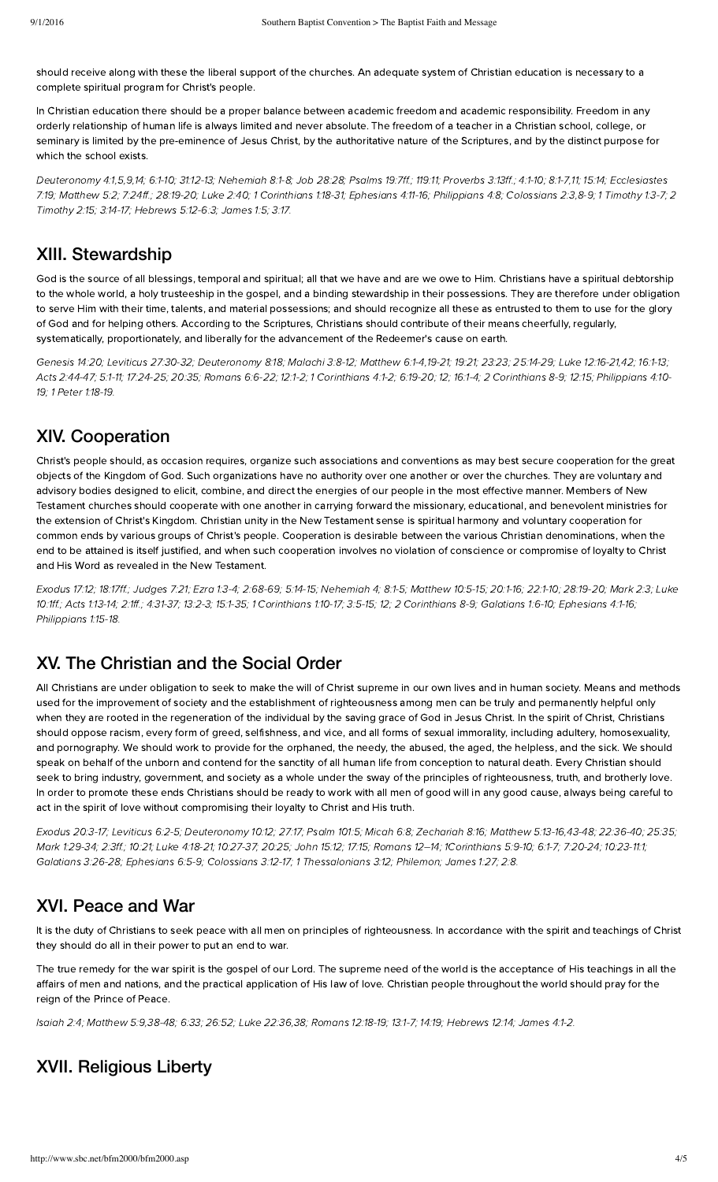should receive along with these the liberal support of the churches. An adequate system of Christian education is necessary to a complete spiritual program for Christ's people.

In Christian education there should be a proper balance between academic freedom and academic responsibility. Freedom in any orderly relationship of human life is always limited and never absolute. The freedom of a teacher in a Christian school, college, or seminary is limited by the pre-eminence of Jesus Christ, by the authoritative nature of the Scriptures, and by the distinct purpose for which the school exists.

*Deuteronomy 4:1,5,9,14; 6:1-10; 31:12-13; Nehemiah 8:1-8; Job 28:28; Psalms 19:7ff.; 119:11; Proverbs 3:13ff.; 4:1-10; 8:1-7,11; 15:14; Ecclesiastes 7:19; Matthew 5:2; 7:24ff.; 28:19-20; Luke 2:40; 1 Corinthians 1:18-31; Ephesians 4:11-16; Philippians 4:8; Colossians 2:3,8-9; 1 Timothy 1:3-7; 2 Timothy 2:15; 3:14-17; Hebrews 5:12-6:3; James 1:5; 3:17.*

## XIII. Stewardship

God is the source of all blessings, temporal and spiritual; all that we have and are we owe to Him. Christians have a spiritual debtorship to the whole world, a holy trusteeship in the gospel, and a binding stewardship in their possessions. They are therefore under obligation to serve Him with their time, talents, and material possessions; and should recognize all these as entrusted to them to use for the glory of God and for helping others. According to the Scriptures, Christians should contribute of their means cheerfully, regularly, systematically, proportionately, and liberally for the advancement of the Redeemer's cause on earth.

*Genesis 14:20; Leviticus 27:30-32; Deuteronomy 8:18; Malachi 3:8-12; Matthew 6:1-4,19-21; 19:21; 23:23; 25:14-29; Luke 12:16-21,42; 16:1-13; Acts 2:44-47; 5:1-11; 17:24-25; 20:35; Romans 6:6-22; 12:1-2; 1 Corinthians 4:1-2; 6:19-20; 12; 16:1-4; 2 Corinthians 8-9; 12:15; Philippians 4:10-19; 1 Peter 1:18-19.*

## XIV. Cooperation

Christ's people should, as occasion requires, organize such associations and conventions as may best secure cooperation for the great objects of the Kingdom of God. Such organizations have no authority over one another or over the churches. They are voluntary and advisory bodies designed to elicit, combine, and direct the energies of our people in the most effective manner. Members of New Testament churches should cooperate with one another in carrying forward the missionary, educational, and benevolent ministries for the extension of Christ's Kingdom. Christian unity in the New Testament sense is spiritual harmony and voluntary cooperation for common ends by various groups of Christ's people. Cooperation is desirable between the various Christian denominations, when the end to be attained is itself justified, and when such cooperation involves no violation of conscience or compromise of loyalty to Christ and His Word as revealed in the New Testament.

*Exodus 17:12; 18:17ff.; Judges 7:21; Ezra 1:3-4; 2:68-69; 5:14-15; Nehemiah 4; 8:1-5; Matthew 10:5-15; 20:1-16; 22:1-10; 28:19-20; Mark 2:3; Luke 10:1ff.; Acts 1:13-14; 2:1ff.; 4:31-37; 13:2-3; 15:1-35; 1 Corinthians 1:10-17; 3:5-15; 12; 2 Corinthians 8-9; Galatians 1:6-10; Ephesians 4:1-16; Philippians 1:15-18.*

## XV. The Christian and the Social Order

All Christians are under obligation to seek to make the will of Christ supreme in our own lives and in human society. Means and methods used for the improvement of society and the establishment of righteousness among men can be truly and permanently helpful only when they are rooted in the regeneration of the individual by the saving grace of God in Jesus Christ. In the spirit of Christ, Christians should oppose racism, every form of greed, selfishness, and vice, and all forms of sexual immorality, including adultery, homosexuality, and pornography. We should work to provide for the orphaned, the needy, the abused, the aged, the helpless, and the sick. We should speak on behalf of the unborn and contend for the sanctity of all human life from conception to natural death. Every Christian should seek to bring industry, government, and society as a whole under the sway of the principles of righteousness, truth, and brotherly love. In order to promote these ends Christians should be ready to work with all men of good will in any good cause, always being careful to act in the spirit of love without compromising their loyalty to Christ and His truth.

*Exodus 20:3-17; Leviticus 6:2-5; Deuteronomy 10:12; 27:17; Psalm 101:5; Micah 6:8; Zechariah 8:16; Matthew 5:13-16,43-48; 22:36-40; 25:35; Mark 1:29-34; 2:3ff.; 10:21; Luke 4:18-21; 10:27-37; 20:25; John 15:12; 17:15; Romans 12–14; 1Corinthians 5:9-10; 6:1-7; 7:20-24; 10:23-11:1; Galatians 3:26-28; Ephesians 6:5-9; Colossians 3:12-17; 1 Thessalonians 3:12; Philemon; James 1:27; 2:8.*

## XVI. Peace and War

It is the duty of Christians to seek peace with all men on principles of righteousness. In accordance with the spirit and teachings of Christ they should do all in their power to put an end to war.

The true remedy for the war spirit is the gospel of our Lord. The supreme need of the world is the acceptance of His teachings in all the affairs of men and nations, and the practical application of His law of love. Christian people throughout the world should pray for the reign of the Prince of Peace.

*Isaiah 2:4; Matthew 5:9,38-48; 6:33; 26:52; Luke 22:36,38; Romans 12:18-19; 13:1-7; 14:19; Hebrews 12:14; James 4:1-2.*

## XVII. Religious Liberty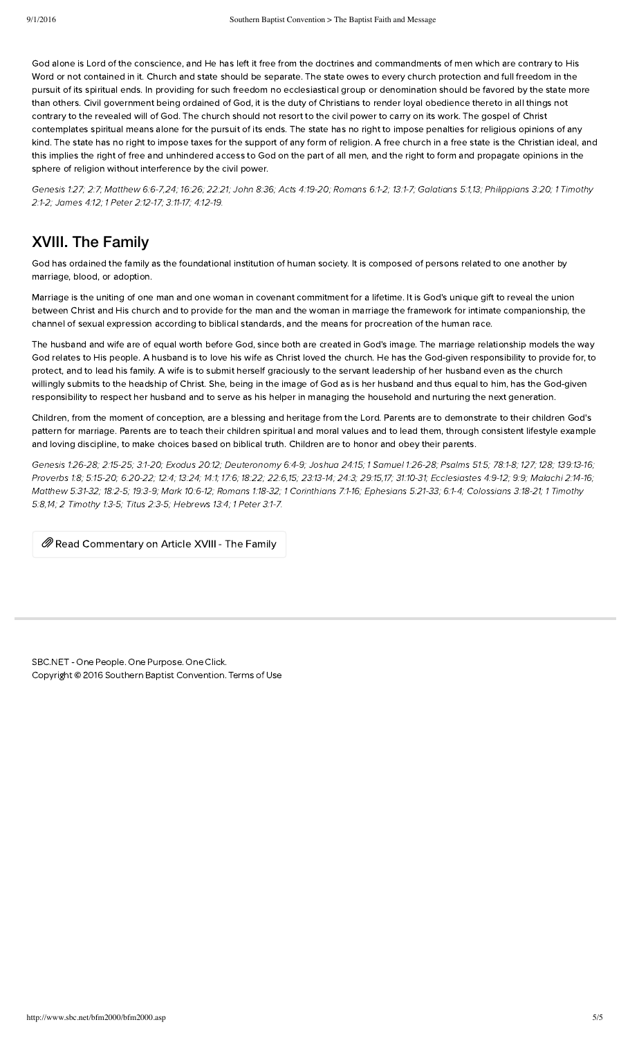God alone is Lord of the conscience, and He has left it free from the doctrines and commandments of men which are contrary to His Word or not contained in it. Church and state should be separate. The state owes to every church protection and full freedom in the pursuit of its spiritual ends. In providing for such freedom no ecclesiastical group or denomination should be favored by the state more than others. Civil government being ordained of God, it is the duty of Christians to render loyal obedience thereto in all things not contrary to the revealed will of God. The church should not resort to the civil power to carry on its work. The gospel of Christ contemplates spiritual means alone for the pursuit of its ends. The state has no right to impose penalties for religious opinions of any kind. The state has no right to impose taxes for the support of any form of religion. A free church in a free state is the Christian ideal, and this implies the right of free and unhindered access to God on the part of all men, and the right to form and propagate opinions in the sphere of religion without interference by the civil power.

*Genesis 1:27; 2:7; Matthew 6:6-7,24; 16:26; 22:21; John 8:36; Acts 4:19-20; Romans 6:1-2; 13:1-7; Galatians 5:1,13; Philippians 3:20; 1 Timothy 2:1-2; James 4:12; 1 Peter 2:12-17; 3:11-17; 4:12-19.*

## XVIII. The Family

God has ordained the family as the foundational institution of human society. It is composed of persons related to one another by marriage, blood, or adoption.

Marriage is the uniting of one man and one woman in covenant commitment for a lifetime. It is God's unique gift to reveal the union between Christ and His church and to provide for the man and the woman in marriage the framework for intimate companionship, the channel of sexual expression according to biblical standards, and the means for procreation of the human race.

The husband and wife are of equal worth before God, since both are created in God's image. The marriage relationship models the way God relates to His people. A husband is to love his wife as Christ loved the church. He has the God-given responsibility to provide for, to protect, and to lead his family. A wife is to submit herself graciously to the servant leadership of her husband even as the church willingly submits to the headship of Christ. She, being in the image of God as is her husband and thus equal to him, has the God-given responsibility to respect her husband and to serve as his helper in managing the household and nurturing the next generation.

Children, from the moment of conception, are a blessing and heritage from the Lord. Parents are to demonstrate to their children God's pattern for marriage. Parents are to teach their children spiritual and moral values and to lead them, through consistent lifestyle example and loving discipline, to make choices based on biblical truth. Children are to honor and obey their parents.

*Genesis 1:26-28; 2:15-25; 3:1-20; Exodus 20:12; Deuteronomy 6:4-9; Joshua 24:15; 1 Samuel 1:26-28; Psalms 51:5; 78:1-8; 127; 128; 139:13-16; Proverbs 1:8; 5:15-20; 6:20-22; 12:4; 13:24; 14:1; 17:6; 18:22; 22:6,15; 23:13-14; 24:3; 29:15,17; 31:10-31; Ecclesiastes 4:9-12; 9:9; Malachi 2:14-16; Matthew 5:31-32; 18:2-5; 19:3-9; Mark 10:6-12; Romans 1:18-32; 1 Corinthians 7:1-16; Ephesians 5:21-33; 6:1-4; Colossians 3:18-21; 1 Timothy 5:8,14; 2 Timothy 1:3-5; Titus 2:3-5; Hebrews 13:4; 1 Peter 3:1-7.*

Read Commentary on Article XVIII - The Family

SBC.NET - One People. One Purpose. One Click.
Copyright © 2016 Southern Baptist Convention. Terms of Use